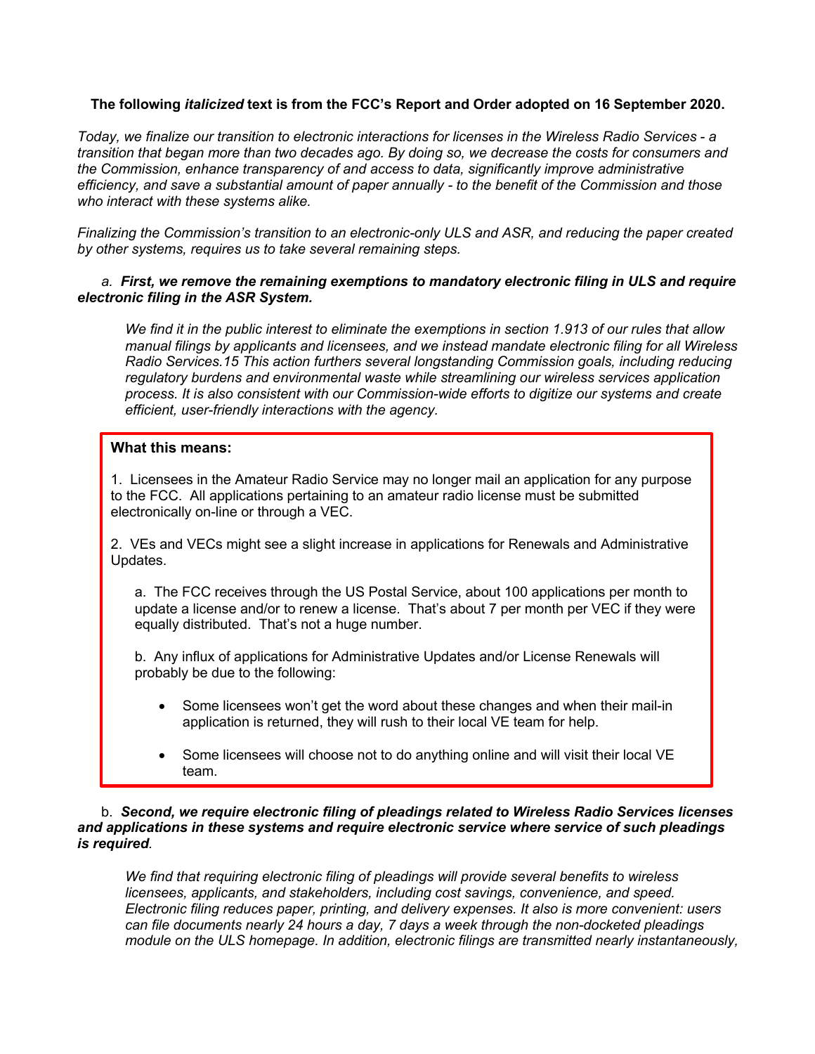**The following *italicized* text is from the FCC's Report and Order adopted on 16 September 2020.**

*Today, we finalize our transition to electronic interactions for licenses in the Wireless Radio Services - a transition that began more than two decades ago. By doing so, we decrease the costs for consumers and the Commission, enhance transparency of and access to data, significantly improve administrative efficiency, and save a substantial amount of paper annually - to the benefit of the Commission and those who interact with these systems alike.*

*Finalizing the Commission's transition to an electronic-only ULS and ASR, and reducing the paper created by other systems, requires us to take several remaining steps.*

*a.* ***First, we remove the remaining exemptions to mandatory electronic filing in ULS and require electronic filing in the ASR System.***

*We find it in the public interest to eliminate the exemptions in section 1.913 of our rules that allow manual filings by applicants and licensees, and we instead mandate electronic filing for all Wireless Radio Services.15 This action furthers several longstanding Commission goals, including reducing regulatory burdens and environmental waste while streamlining our wireless services application process. It is also consistent with our Commission-wide efforts to digitize our systems and create efficient, user-friendly interactions with the agency.*

**What this means:**

1. Licensees in the Amateur Radio Service may no longer mail an application for any purpose to the FCC. All applications pertaining to an amateur radio license must be submitted electronically on-line or through a VEC.

2. VEs and VECs might see a slight increase in applications for Renewals and Administrative Updates.

   a. The FCC receives through the US Postal Service, about 100 applications per month to update a license and/or to renew a license. That's about 7 per month per VEC if they were equally distributed. That's not a huge number.

   b. Any influx of applications for Administrative Updates and/or License Renewals will probably be due to the following:

   - Some licensees won't get the word about these changes and when their mail-in application is returned, they will rush to their local VE team for help.
   - Some licensees will choose not to do anything online and will visit their local VE team.

b. ***Second, we require electronic filing of pleadings related to Wireless Radio Services licenses and applications in these systems and require electronic service where service of such pleadings is required.***

*We find that requiring electronic filing of pleadings will provide several benefits to wireless licensees, applicants, and stakeholders, including cost savings, convenience, and speed. Electronic filing reduces paper, printing, and delivery expenses. It also is more convenient: users can file documents nearly 24 hours a day, 7 days a week through the non-docketed pleadings module on the ULS homepage. In addition, electronic filings are transmitted nearly instantaneously,*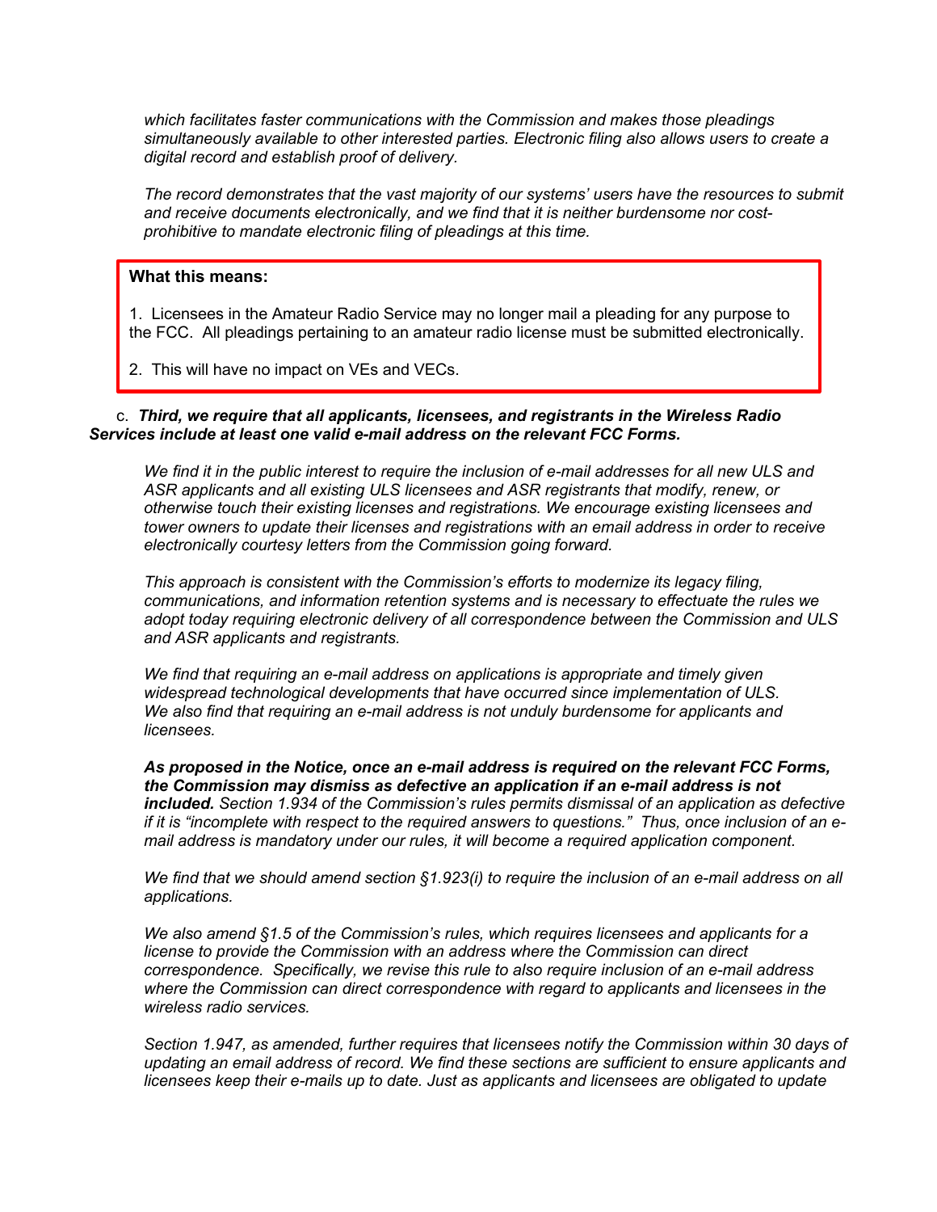*which facilitates faster communications with the Commission and makes those pleadings simultaneously available to other interested parties. Electronic filing also allows users to create a digital record and establish proof of delivery.*

*The record demonstrates that the vast majority of our systems' users have the resources to submit and receive documents electronically, and we find that it is neither burdensome nor cost-prohibitive to mandate electronic filing of pleadings at this time.*

**What this means:**

1. Licensees in the Amateur Radio Service may no longer mail a pleading for any purpose to the FCC. All pleadings pertaining to an amateur radio license must be submitted electronically.

2. This will have no impact on VEs and VECs.

c. ***Third, we require that all applicants, licensees, and registrants in the Wireless Radio Services include at least one valid e-mail address on the relevant FCC Forms.***

*We find it in the public interest to require the inclusion of e-mail addresses for all new ULS and ASR applicants and all existing ULS licensees and ASR registrants that modify, renew, or otherwise touch their existing licenses and registrations. We encourage existing licensees and tower owners to update their licenses and registrations with an email address in order to receive electronically courtesy letters from the Commission going forward.*

*This approach is consistent with the Commission's efforts to modernize its legacy filing, communications, and information retention systems and is necessary to effectuate the rules we adopt today requiring electronic delivery of all correspondence between the Commission and ULS and ASR applicants and registrants.*

*We find that requiring an e-mail address on applications is appropriate and timely given widespread technological developments that have occurred since implementation of ULS. We also find that requiring an e-mail address is not unduly burdensome for applicants and licensees.*

***As proposed in the Notice, once an e-mail address is required on the relevant FCC Forms, the Commission may dismiss as defective an application if an e-mail address is not included.*** *Section 1.934 of the Commission's rules permits dismissal of an application as defective if it is "incomplete with respect to the required answers to questions." Thus, once inclusion of an e-mail address is mandatory under our rules, it will become a required application component.*

*We find that we should amend section §1.923(i) to require the inclusion of an e-mail address on all applications.*

*We also amend §1.5 of the Commission's rules, which requires licensees and applicants for a license to provide the Commission with an address where the Commission can direct correspondence. Specifically, we revise this rule to also require inclusion of an e-mail address where the Commission can direct correspondence with regard to applicants and licensees in the wireless radio services.*

*Section 1.947, as amended, further requires that licensees notify the Commission within 30 days of updating an email address of record. We find these sections are sufficient to ensure applicants and licensees keep their e-mails up to date. Just as applicants and licensees are obligated to update*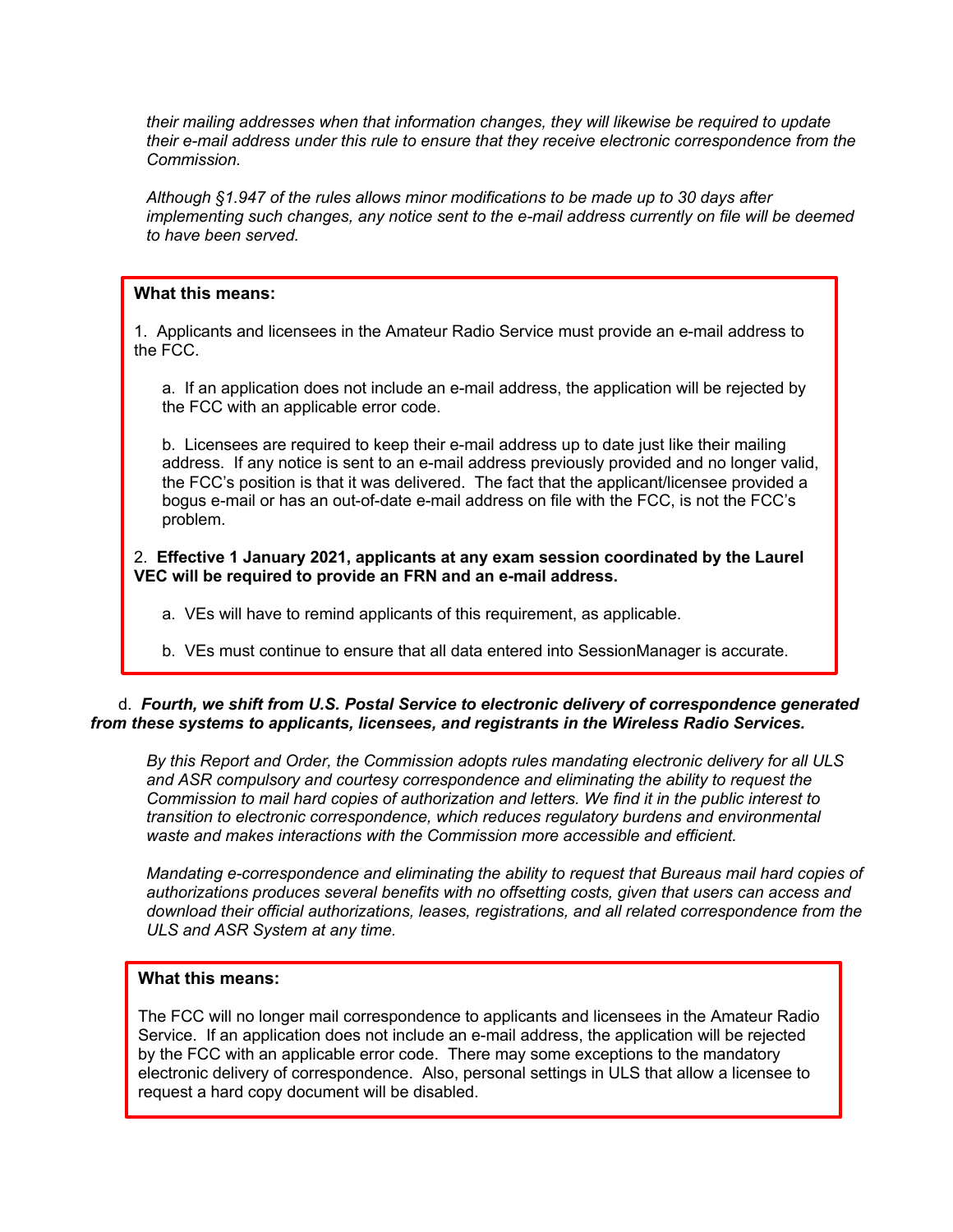*their mailing addresses when that information changes, they will likewise be required to update their e-mail address under this rule to ensure that they receive electronic correspondence from the Commission.*

*Although §1.947 of the rules allows minor modifications to be made up to 30 days after implementing such changes, any notice sent to the e-mail address currently on file will be deemed to have been served.*

**What this means:**

1. Applicants and licensees in the Amateur Radio Service must provide an e-mail address to the FCC.

   a. If an application does not include an e-mail address, the application will be rejected by the FCC with an applicable error code.

   b. Licensees are required to keep their e-mail address up to date just like their mailing address. If any notice is sent to an e-mail address previously provided and no longer valid, the FCC's position is that it was delivered. The fact that the applicant/licensee provided a bogus e-mail or has an out-of-date e-mail address on file with the FCC, is not the FCC's problem.

2. **Effective 1 January 2021, applicants at any exam session coordinated by the Laurel VEC will be required to provide an FRN and an e-mail address.**

   a. VEs will have to remind applicants of this requirement, as applicable.

   b. VEs must continue to ensure that all data entered into SessionManager is accurate.

d. ***Fourth, we shift from U.S. Postal Service to electronic delivery of correspondence generated from these systems to applicants, licensees, and registrants in the Wireless Radio Services.***

*By this Report and Order, the Commission adopts rules mandating electronic delivery for all ULS and ASR compulsory and courtesy correspondence and eliminating the ability to request the Commission to mail hard copies of authorization and letters. We find it in the public interest to transition to electronic correspondence, which reduces regulatory burdens and environmental waste and makes interactions with the Commission more accessible and efficient.*

*Mandating e-correspondence and eliminating the ability to request that Bureaus mail hard copies of authorizations produces several benefits with no offsetting costs, given that users can access and download their official authorizations, leases, registrations, and all related correspondence from the ULS and ASR System at any time.*

**What this means:**

The FCC will no longer mail correspondence to applicants and licensees in the Amateur Radio Service. If an application does not include an e-mail address, the application will be rejected by the FCC with an applicable error code. There may some exceptions to the mandatory electronic delivery of correspondence. Also, personal settings in ULS that allow a licensee to request a hard copy document will be disabled.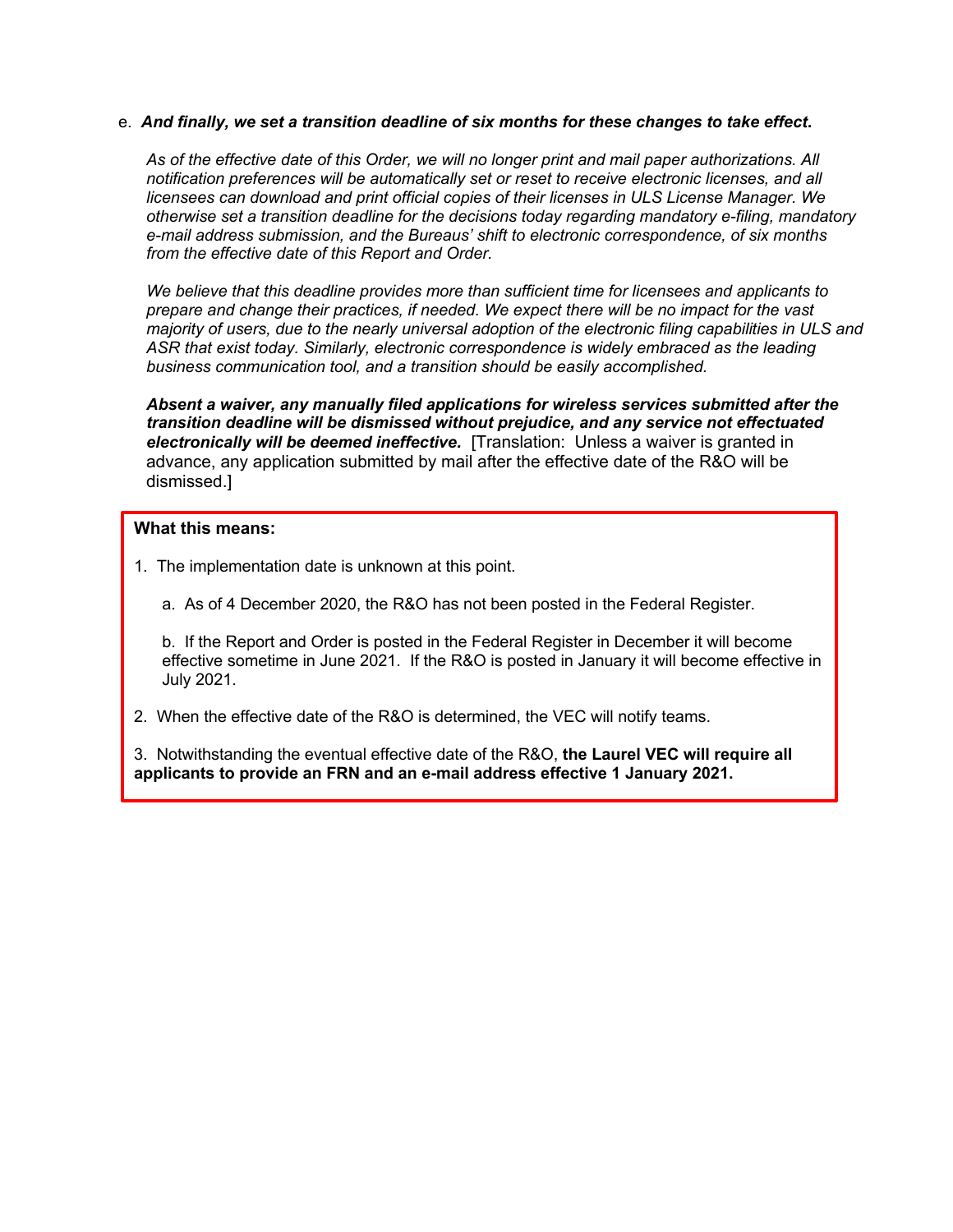e. ***And finally, we set a transition deadline of six months for these changes to take effect.***

*As of the effective date of this Order, we will no longer print and mail paper authorizations. All notification preferences will be automatically set or reset to receive electronic licenses, and all licensees can download and print official copies of their licenses in ULS License Manager. We otherwise set a transition deadline for the decisions today regarding mandatory e-filing, mandatory e-mail address submission, and the Bureaus' shift to electronic correspondence, of six months from the effective date of this Report and Order.*

*We believe that this deadline provides more than sufficient time for licensees and applicants to prepare and change their practices, if needed. We expect there will be no impact for the vast majority of users, due to the nearly universal adoption of the electronic filing capabilities in ULS and ASR that exist today. Similarly, electronic correspondence is widely embraced as the leading business communication tool, and a transition should be easily accomplished.*

***Absent a waiver, any manually filed applications for wireless services submitted after the transition deadline will be dismissed without prejudice, and any service not effectuated electronically will be deemed ineffective.*** [Translation: Unless a waiver is granted in advance, any application submitted by mail after the effective date of the R&O will be dismissed.]

**What this means:**

1. The implementation date is unknown at this point.

   a. As of 4 December 2020, the R&O has not been posted in the Federal Register.

   b. If the Report and Order is posted in the Federal Register in December it will become effective sometime in June 2021. If the R&O is posted in January it will become effective in July 2021.

2. When the effective date of the R&O is determined, the VEC will notify teams.

3. Notwithstanding the eventual effective date of the R&O, **the Laurel VEC will require all applicants to provide an FRN and an e-mail address effective 1 January 2021.**